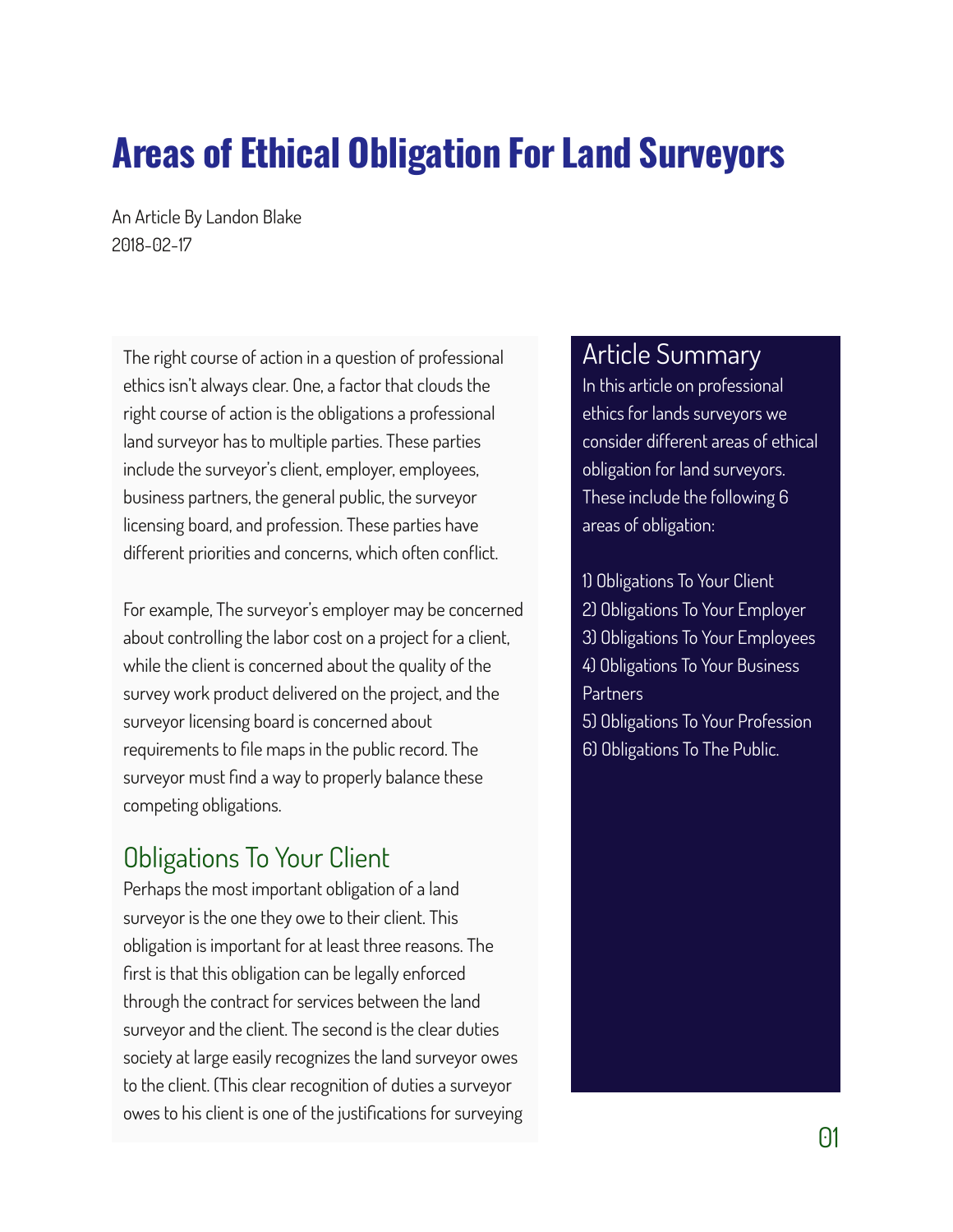# Areas of Ethical Obligation For Land Surveyors

An Article By Landon Blake
2018-02-17

## Article Summary

In this article on professional ethics for lands surveyors we consider different areas of ethical obligation for land surveyors. These include the following 6 areas of obligation:

1) Obligations To Your Client
2) Obligations To Your Employer
3) Obligations To Your Employees
4) Obligations To Your Business Partners
5) Obligations To Your Profession
6) Obligations To The Public.

The right course of action in a question of professional ethics isn't always clear. One, a factor that clouds the right course of action is the obligations a professional land surveyor has to multiple parties. These parties include the surveyor's client, employer, employees, business partners, the general public, the surveyor licensing board, and profession. These parties have different priorities and concerns, which often conflict.

For example, The surveyor's employer may be concerned about controlling the labor cost on a project for a client, while the client is concerned about the quality of the survey work product delivered on the project, and the surveyor licensing board is concerned about requirements to file maps in the public record. The surveyor must find a way to properly balance these competing obligations.

## Obligations To Your Client

Perhaps the most important obligation of a land surveyor is the one they owe to their client. This obligation is important for at least three reasons. The first is that this obligation can be legally enforced through the contract for services between the land surveyor and the client. The second is the clear duties society at large easily recognizes the land surveyor owes to the client. (This clear recognition of duties a surveyor owes to his client is one of the justifications for surveying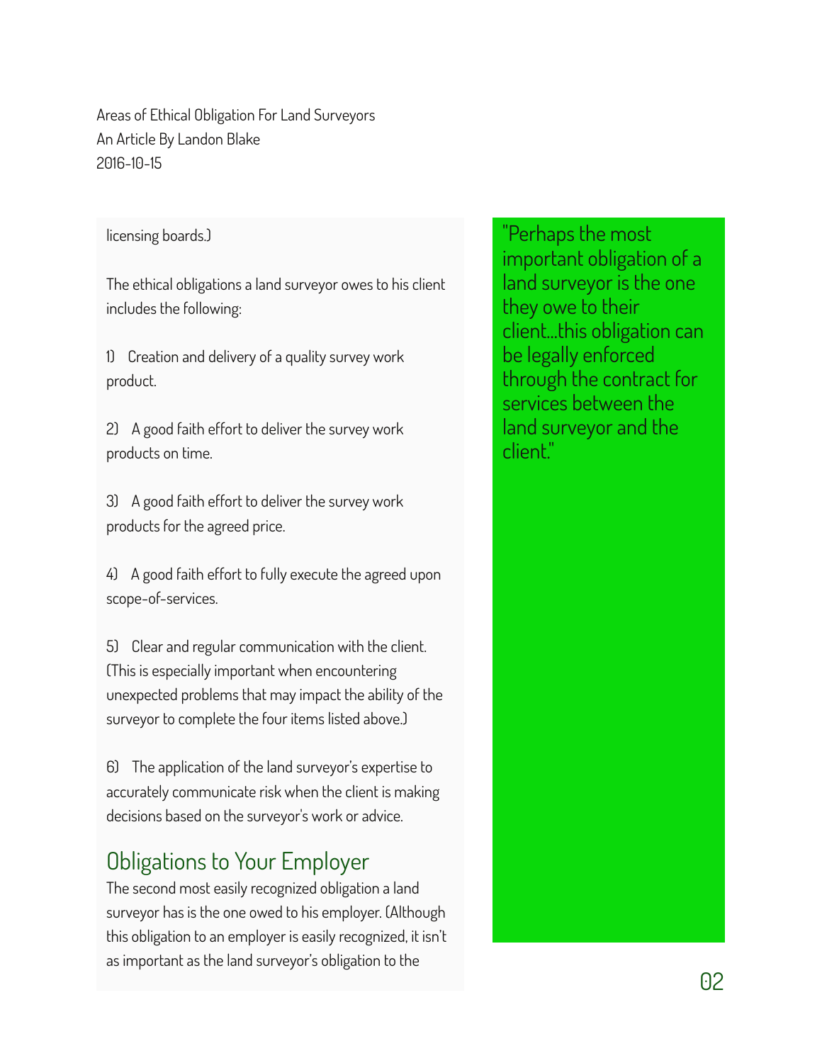licensing boards.)

The ethical obligations a land surveyor owes to his client includes the following:

1) Creation and delivery of a quality survey work product.

2) A good faith effort to deliver the survey work products on time.

3) A good faith effort to deliver the survey work products for the agreed price.

4) A good faith effort to fully execute the agreed upon scope-of-services.

5) Clear and regular communication with the client. (This is especially important when encountering unexpected problems that may impact the ability of the surveyor to complete the four items listed above.)

6) The application of the land surveyor's expertise to accurately communicate risk when the client is making decisions based on the surveyor's work or advice.

## Obligations to Your Employer

The second most easily recognized obligation a land surveyor has is the one owed to his employer. (Although this obligation to an employer is easily recognized, it isn't as important as the land surveyor's obligation to the

> "Perhaps the most important obligation of a land surveyor is the one they owe to their client...this obligation can be legally enforced through the contract for services between the land surveyor and the client."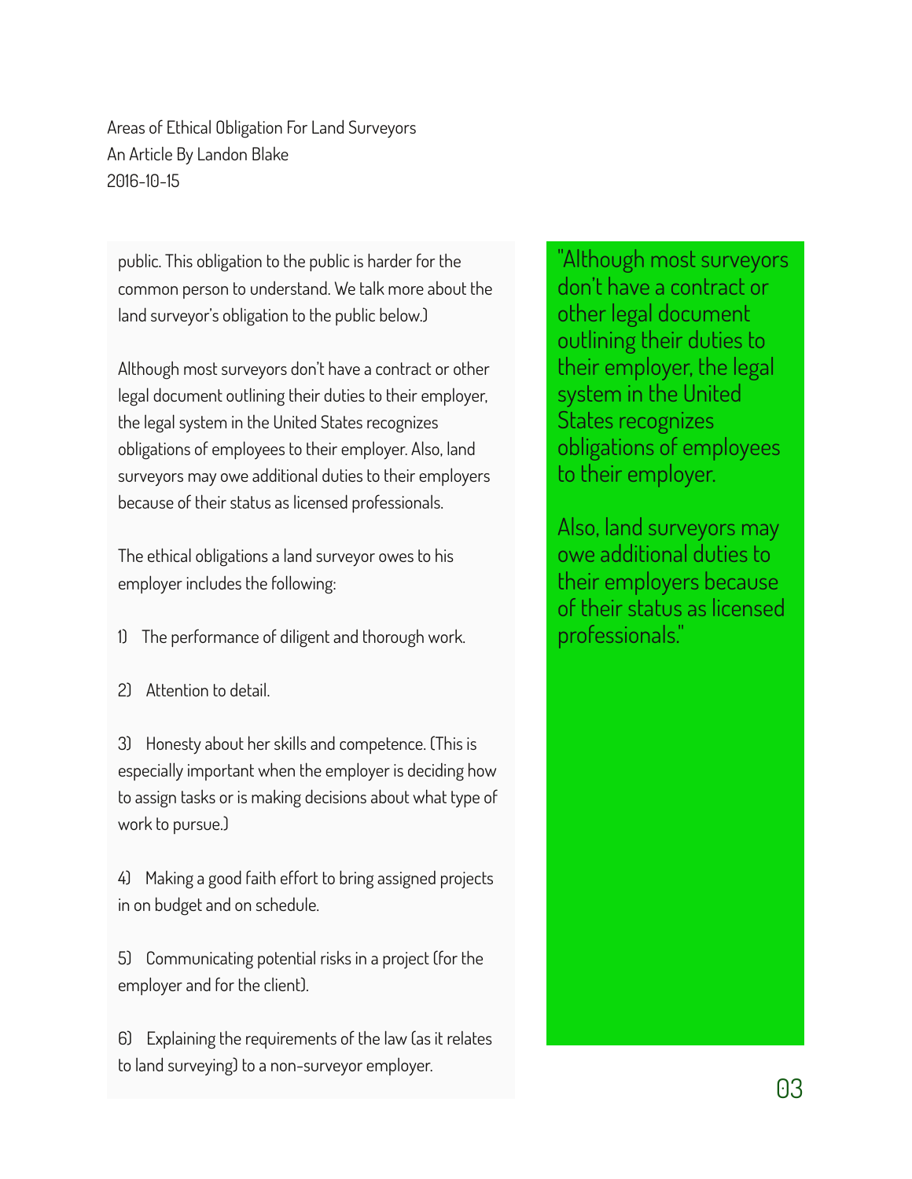public. This obligation to the public is harder for the common person to understand. We talk more about the land surveyor's obligation to the public below.)

Although most surveyors don't have a contract or other legal document outlining their duties to their employer, the legal system in the United States recognizes obligations of employees to their employer. Also, land surveyors may owe additional duties to their employers because of their status as licensed professionals.

The ethical obligations a land surveyor owes to his employer includes the following:

1) The performance of diligent and thorough work.

2) Attention to detail.

3) Honesty about her skills and competence. (This is especially important when the employer is deciding how to assign tasks or is making decisions about what type of work to pursue.)

4) Making a good faith effort to bring assigned projects in on budget and on schedule.

5) Communicating potential risks in a project (for the employer and for the client).

6) Explaining the requirements of the law (as it relates to land surveying) to a non-surveyor employer.

> "Although most surveyors don't have a contract or other legal document outlining their duties to their employer, the legal system in the United States recognizes obligations of employees to their employer.
>
> Also, land surveyors may owe additional duties to their employers because of their status as licensed professionals."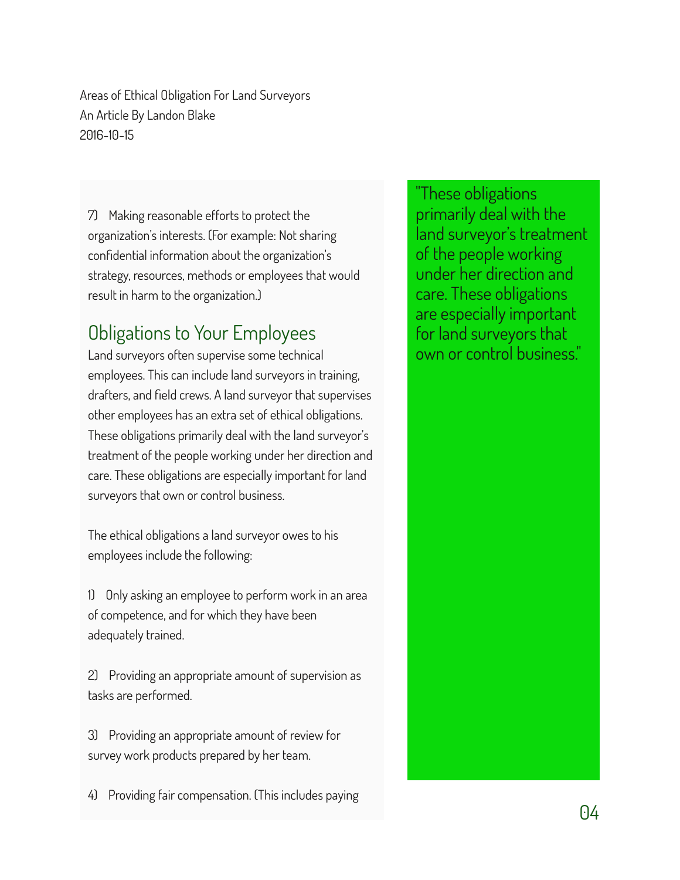7) Making reasonable efforts to protect the organization's interests. (For example: Not sharing confidential information about the organization's strategy, resources, methods or employees that would result in harm to the organization.)

## Obligations to Your Employees

Land surveyors often supervise some technical employees. This can include land surveyors in training, drafters, and field crews. A land surveyor that supervises other employees has an extra set of ethical obligations. These obligations primarily deal with the land surveyor's treatment of the people working under her direction and care. These obligations are especially important for land surveyors that own or control business.

> "These obligations primarily deal with the land surveyor's treatment of the people working under her direction and care. These obligations are especially important for land surveyors that own or control business."

The ethical obligations a land surveyor owes to his employees include the following:

1) Only asking an employee to perform work in an area of competence, and for which they have been adequately trained.

2) Providing an appropriate amount of supervision as tasks are performed.

3) Providing an appropriate amount of review for survey work products prepared by her team.

4) Providing fair compensation. (This includes paying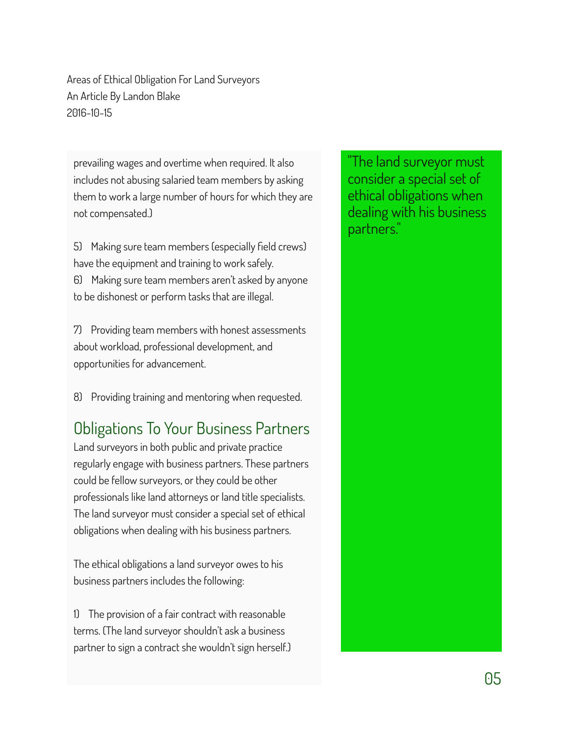prevailing wages and overtime when required. It also includes not abusing salaried team members by asking them to work a large number of hours for which they are not compensated.)

5) Making sure team members (especially field crews) have the equipment and training to work safely.

6) Making sure team members aren't asked by anyone to be dishonest or perform tasks that are illegal.

7) Providing team members with honest assessments about workload, professional development, and opportunities for advancement.

8) Providing training and mentoring when requested.

## Obligations To Your Business Partners

Land surveyors in both public and private practice regularly engage with business partners. These partners could be fellow surveyors, or they could be other professionals like land attorneys or land title specialists. The land surveyor must consider a special set of ethical obligations when dealing with his business partners.

The ethical obligations a land surveyor owes to his business partners includes the following:

1) The provision of a fair contract with reasonable terms. (The land surveyor shouldn't ask a business partner to sign a contract she wouldn't sign herself.)

"The land surveyor must consider a special set of ethical obligations when dealing with his business partners."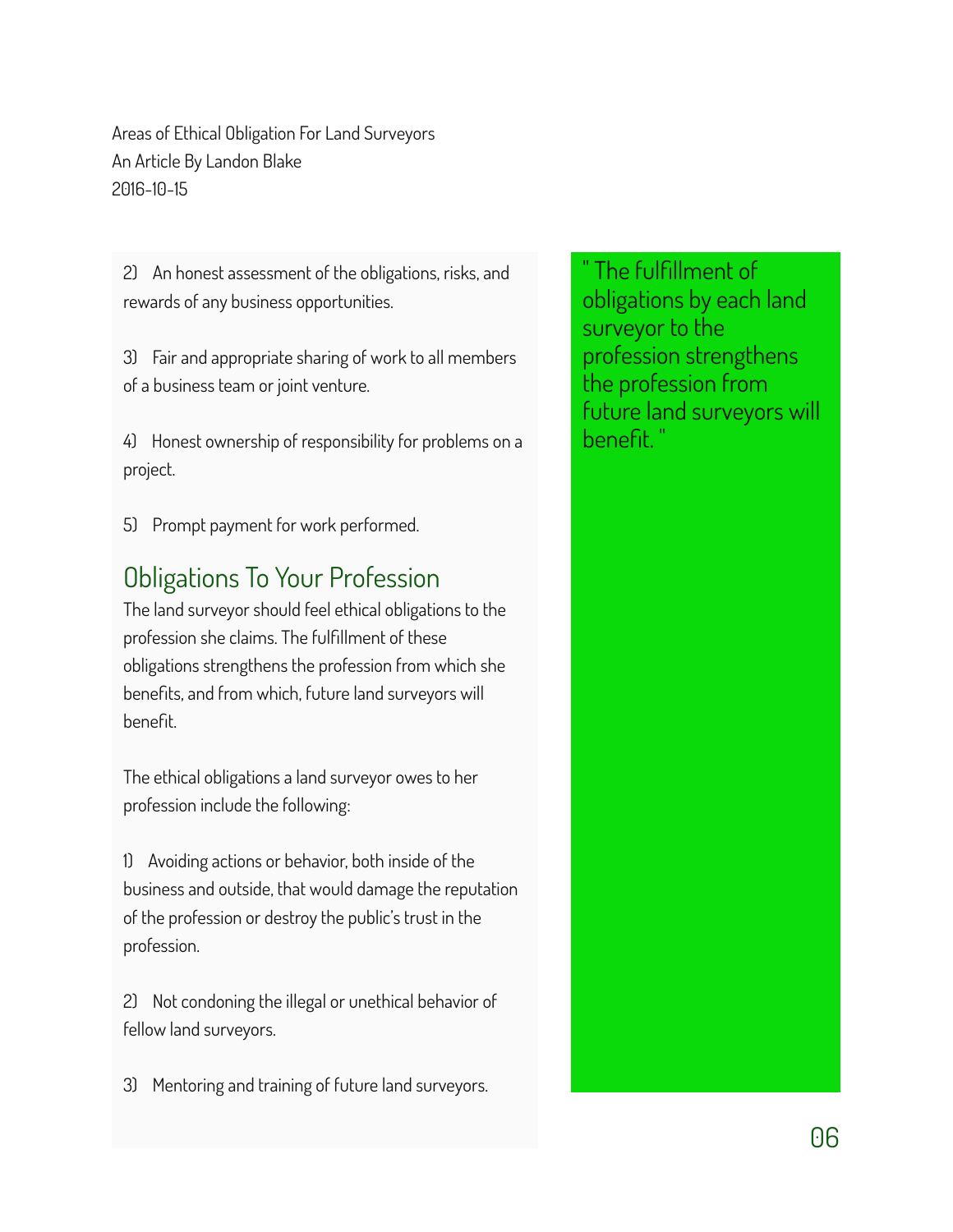Areas of Ethical Obligation For Land Surveyors
An Article By Landon Blake
2016-10-15

2) An honest assessment of the obligations, risks, and rewards of any business opportunities.

3) Fair and appropriate sharing of work to all members of a business team or joint venture.

4) Honest ownership of responsibility for problems on a project.

5) Prompt payment for work performed.

## Obligations To Your Profession

The land surveyor should feel ethical obligations to the profession she claims. The fulfillment of these obligations strengthens the profession from which she benefits, and from which, future land surveyors will benefit.

The ethical obligations a land surveyor owes to her profession include the following:

1) Avoiding actions or behavior, both inside of the business and outside, that would damage the reputation of the profession or destroy the public's trust in the profession.

2) Not condoning the illegal or unethical behavior of fellow land surveyors.

3) Mentoring and training of future land surveyors.

" The fulfillment of obligations by each land surveyor to the profession strengthens the profession from future land surveyors will benefit. "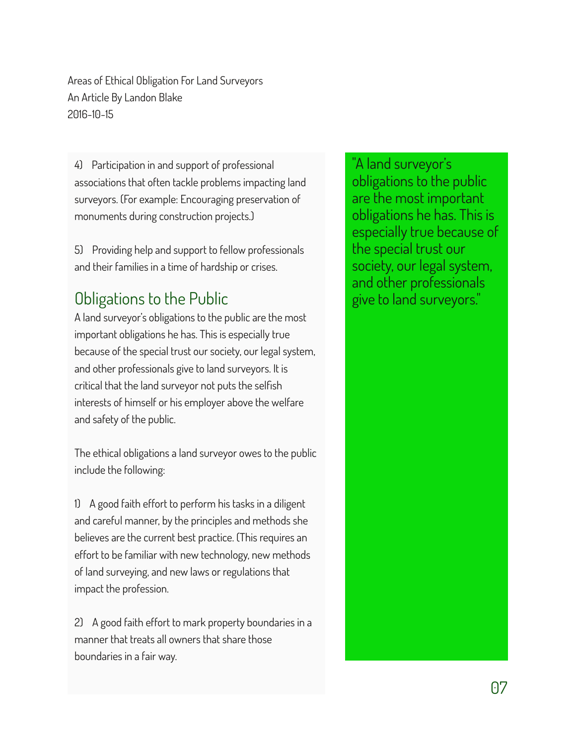Areas of Ethical Obligation For Land Surveyors
An Article By Landon Blake
2016-10-15

4) Participation in and support of professional associations that often tackle problems impacting land surveyors. (For example: Encouraging preservation of monuments during construction projects.)

5) Providing help and support to fellow professionals and their families in a time of hardship or crises.

## Obligations to the Public

A land surveyor's obligations to the public are the most important obligations he has. This is especially true because of the special trust our society, our legal system, and other professionals give to land surveyors. It is critical that the land surveyor not puts the selfish interests of himself or his employer above the welfare and safety of the public.

The ethical obligations a land surveyor owes to the public include the following:

1) A good faith effort to perform his tasks in a diligent and careful manner, by the principles and methods she believes are the current best practice. (This requires an effort to be familiar with new technology, new methods of land surveying, and new laws or regulations that impact the profession.

2) A good faith effort to mark property boundaries in a manner that treats all owners that share those boundaries in a fair way.

"A land surveyor's obligations to the public are the most important obligations he has. This is especially true because of the special trust our society, our legal system, and other professionals give to land surveyors."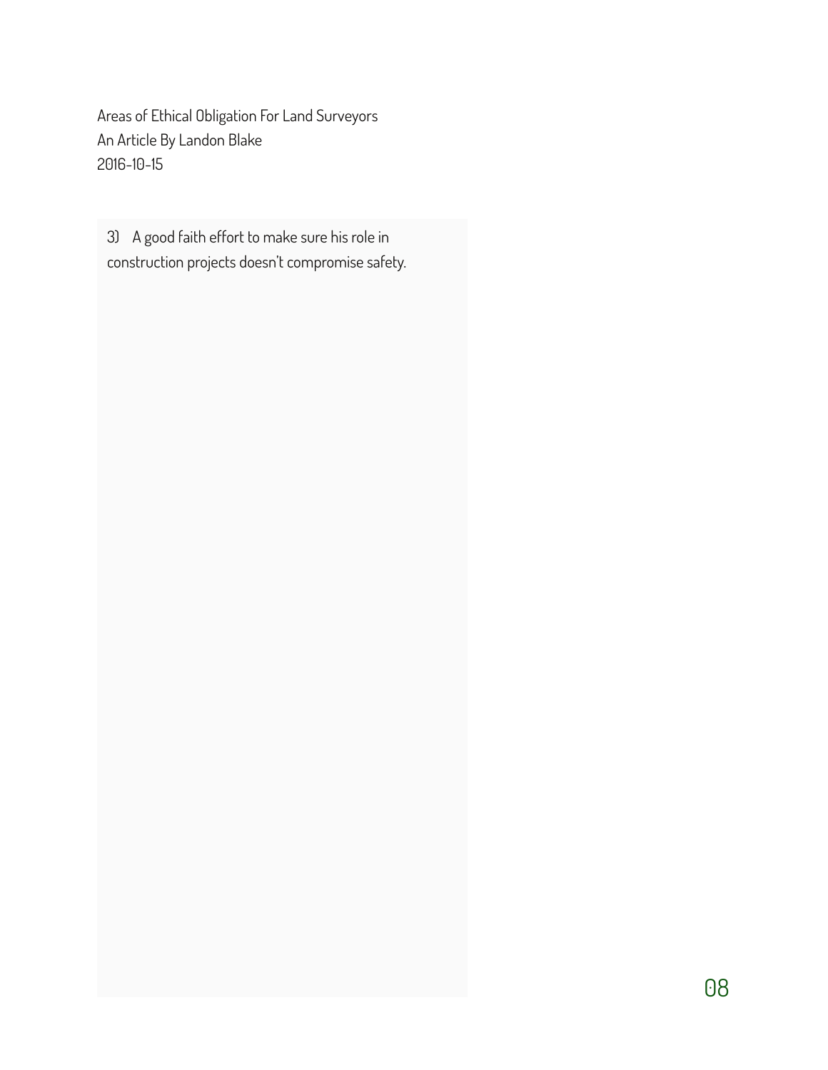3) A good faith effort to make sure his role in construction projects doesn't compromise safety.